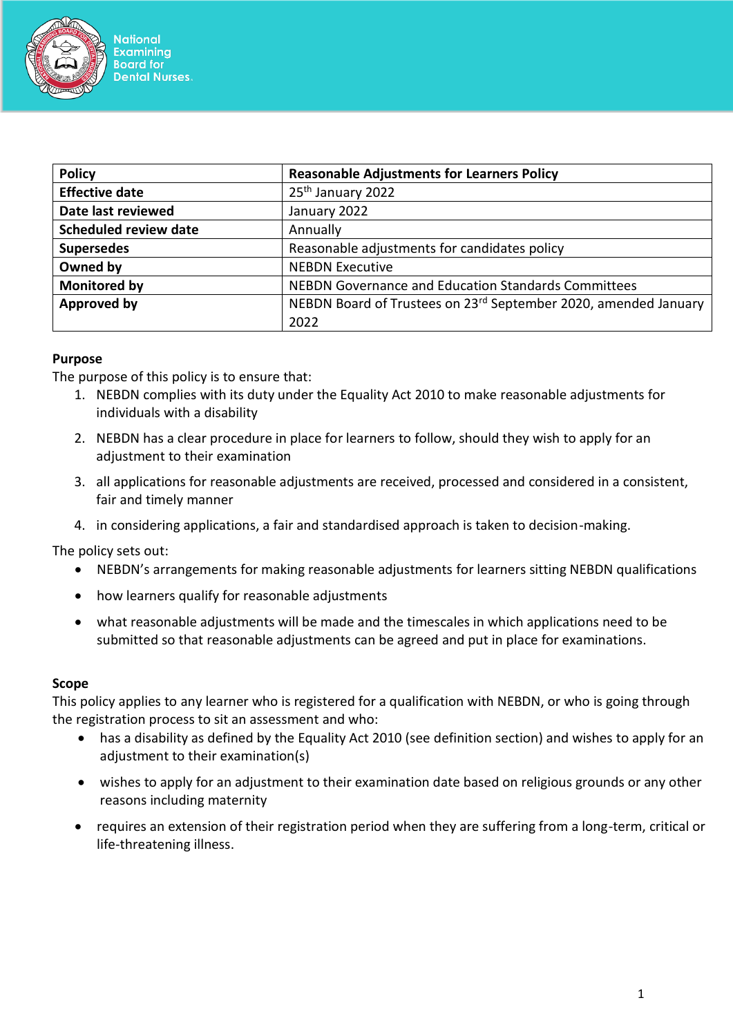| Policy | Reasonable Adjustments for Learners Policy |
|---|---|
| Effective date | 25th January 2022 |
| Date last reviewed | January 2022 |
| Scheduled review date | Annually |
| Supersedes | Reasonable adjustments for candidates policy |
| Owned by | NEBDN Executive |
| Monitored by | NEBDN Governance and Education Standards Committees |
| Approved by | NEBDN Board of Trustees on 23rd September 2020, amended January 2022 |

**Purpose**

The purpose of this policy is to ensure that:

1. NEBDN complies with its duty under the Equality Act 2010 to make reasonable adjustments for individuals with a disability
2. NEBDN has a clear procedure in place for learners to follow, should they wish to apply for an adjustment to their examination
3. all applications for reasonable adjustments are received, processed and considered in a consistent, fair and timely manner
4. in considering applications, a fair and standardised approach is taken to decision-making.

The policy sets out:

- NEBDN's arrangements for making reasonable adjustments for learners sitting NEBDN qualifications
- how learners qualify for reasonable adjustments
- what reasonable adjustments will be made and the timescales in which applications need to be submitted so that reasonable adjustments can be agreed and put in place for examinations.

**Scope**

This policy applies to any learner who is registered for a qualification with NEBDN, or who is going through the registration process to sit an assessment and who:

- has a disability as defined by the Equality Act 2010 (see definition section) and wishes to apply for an adjustment to their examination(s)
- wishes to apply for an adjustment to their examination date based on religious grounds or any other reasons including maternity
- requires an extension of their registration period when they are suffering from a long-term, critical or life-threatening illness.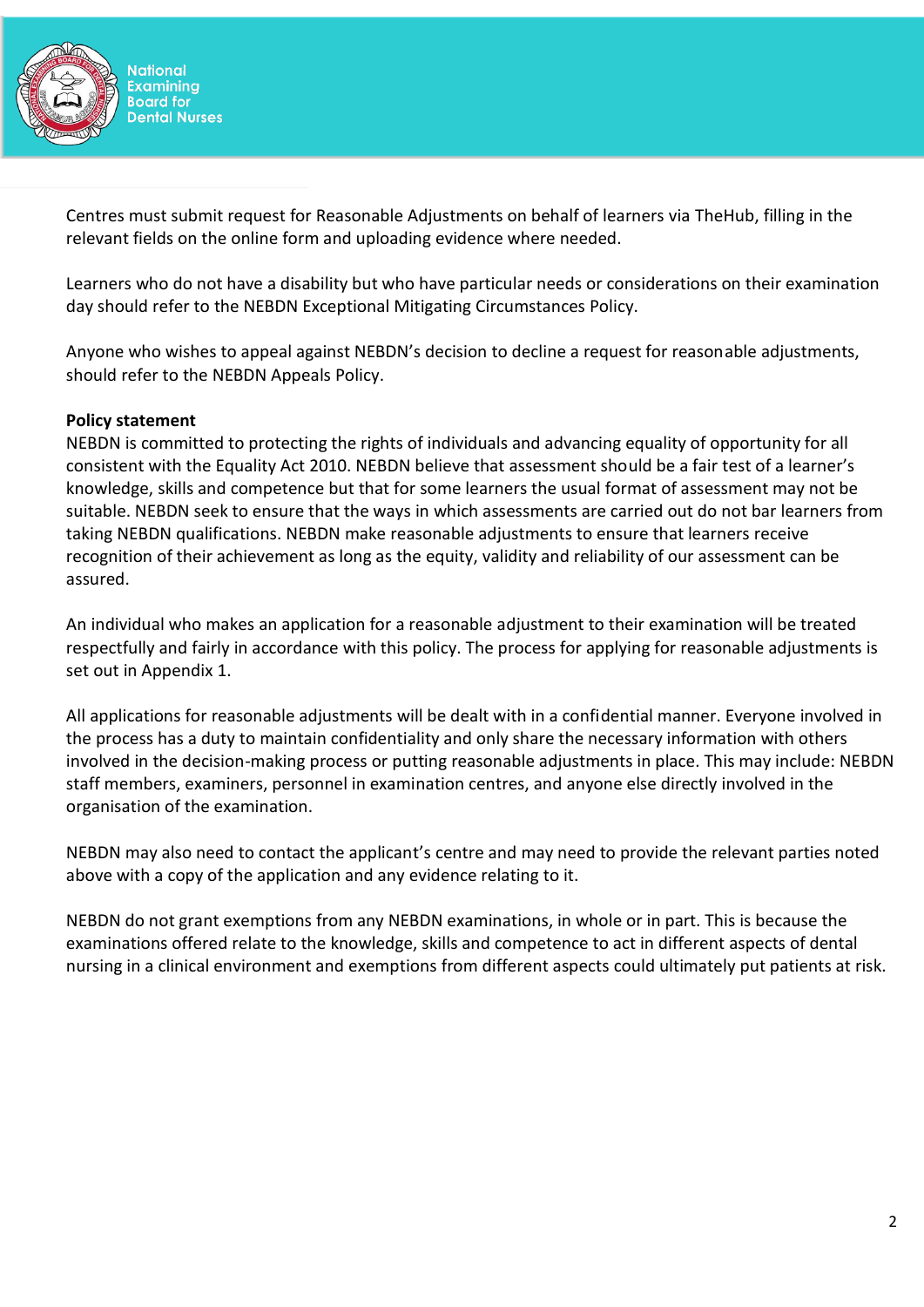Centres must submit request for Reasonable Adjustments on behalf of learners via TheHub, filling in the relevant fields on the online form and uploading evidence where needed.

Learners who do not have a disability but who have particular needs or considerations on their examination day should refer to the NEBDN Exceptional Mitigating Circumstances Policy.

Anyone who wishes to appeal against NEBDN's decision to decline a request for reasonable adjustments, should refer to the NEBDN Appeals Policy.

**Policy statement**

NEBDN is committed to protecting the rights of individuals and advancing equality of opportunity for all consistent with the Equality Act 2010. NEBDN believe that assessment should be a fair test of a learner's knowledge, skills and competence but that for some learners the usual format of assessment may not be suitable. NEBDN seek to ensure that the ways in which assessments are carried out do not bar learners from taking NEBDN qualifications. NEBDN make reasonable adjustments to ensure that learners receive recognition of their achievement as long as the equity, validity and reliability of our assessment can be assured.

An individual who makes an application for a reasonable adjustment to their examination will be treated respectfully and fairly in accordance with this policy. The process for applying for reasonable adjustments is set out in Appendix 1.

All applications for reasonable adjustments will be dealt with in a confidential manner. Everyone involved in the process has a duty to maintain confidentiality and only share the necessary information with others involved in the decision-making process or putting reasonable adjustments in place. This may include: NEBDN staff members, examiners, personnel in examination centres, and anyone else directly involved in the organisation of the examination.

NEBDN may also need to contact the applicant's centre and may need to provide the relevant parties noted above with a copy of the application and any evidence relating to it.

NEBDN do not grant exemptions from any NEBDN examinations, in whole or in part. This is because the examinations offered relate to the knowledge, skills and competence to act in different aspects of dental nursing in a clinical environment and exemptions from different aspects could ultimately put patients at risk.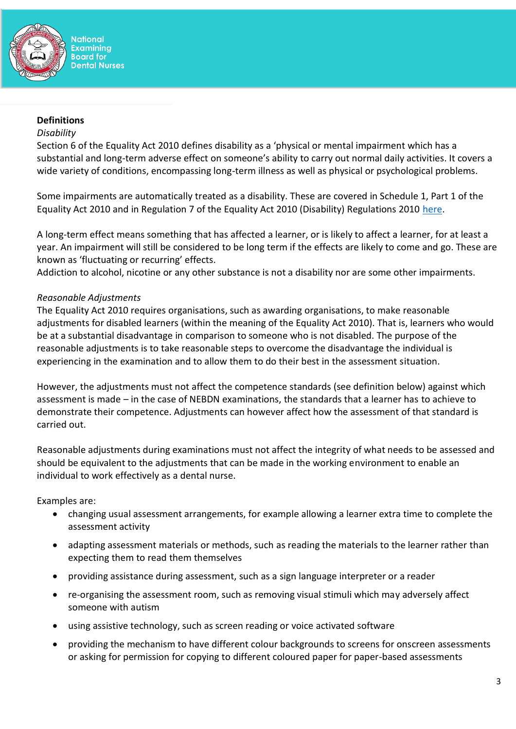**Definitions**

*Disability*

Section 6 of the Equality Act 2010 defines disability as a 'physical or mental impairment which has a substantial and long-term adverse effect on someone's ability to carry out normal daily activities. It covers a wide variety of conditions, encompassing long-term illness as well as physical or psychological problems.

Some impairments are automatically treated as a disability. These are covered in Schedule 1, Part 1 of the Equality Act 2010 and in Regulation 7 of the Equality Act 2010 (Disability) Regulations 2010 here.

A long-term effect means something that has affected a learner, or is likely to affect a learner, for at least a year. An impairment will still be considered to be long term if the effects are likely to come and go. These are known as 'fluctuating or recurring' effects.
Addiction to alcohol, nicotine or any other substance is not a disability nor are some other impairments.

*Reasonable Adjustments*

The Equality Act 2010 requires organisations, such as awarding organisations, to make reasonable adjustments for disabled learners (within the meaning of the Equality Act 2010). That is, learners who would be at a substantial disadvantage in comparison to someone who is not disabled. The purpose of the reasonable adjustments is to take reasonable steps to overcome the disadvantage the individual is experiencing in the examination and to allow them to do their best in the assessment situation.

However, the adjustments must not affect the competence standards (see definition below) against which assessment is made – in the case of NEBDN examinations, the standards that a learner has to achieve to demonstrate their competence. Adjustments can however affect how the assessment of that standard is carried out.

Reasonable adjustments during examinations must not affect the integrity of what needs to be assessed and should be equivalent to the adjustments that can be made in the working environment to enable an individual to work effectively as a dental nurse.

Examples are:

- changing usual assessment arrangements, for example allowing a learner extra time to complete the assessment activity
- adapting assessment materials or methods, such as reading the materials to the learner rather than expecting them to read them themselves
- providing assistance during assessment, such as a sign language interpreter or a reader
- re-organising the assessment room, such as removing visual stimuli which may adversely affect someone with autism
- using assistive technology, such as screen reading or voice activated software
- providing the mechanism to have different colour backgrounds to screens for onscreen assessments or asking for permission for copying to different coloured paper for paper-based assessments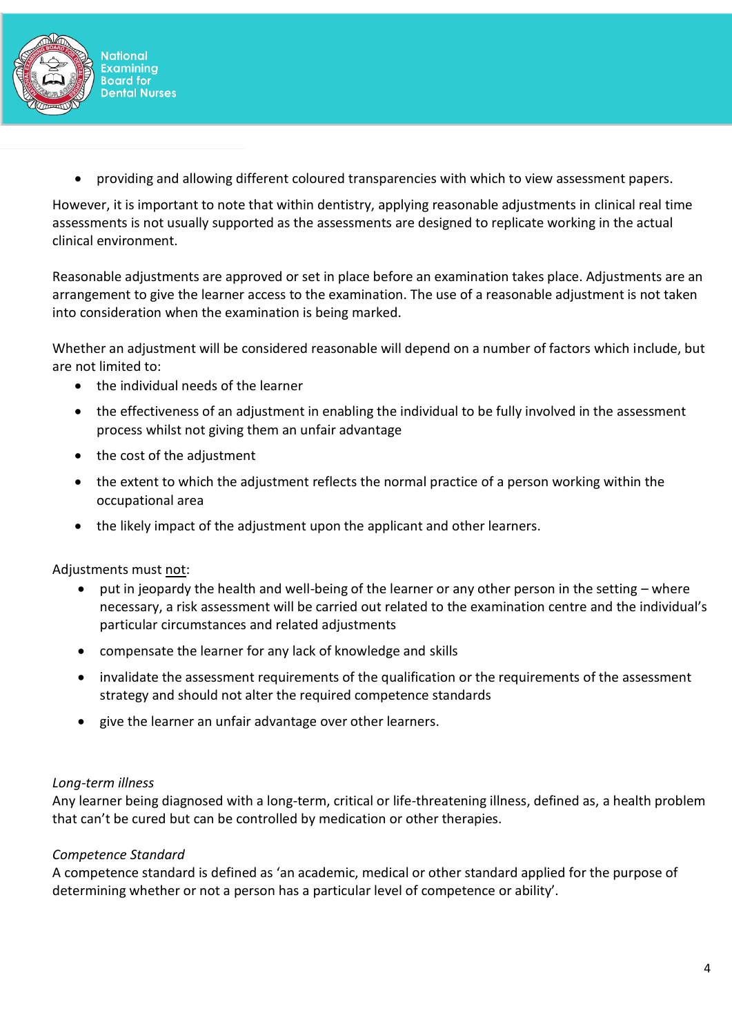- providing and allowing different coloured transparencies with which to view assessment papers.

However, it is important to note that within dentistry, applying reasonable adjustments in clinical real time assessments is not usually supported as the assessments are designed to replicate working in the actual clinical environment.

Reasonable adjustments are approved or set in place before an examination takes place. Adjustments are an arrangement to give the learner access to the examination. The use of a reasonable adjustment is not taken into consideration when the examination is being marked.

Whether an adjustment will be considered reasonable will depend on a number of factors which include, but are not limited to:

- the individual needs of the learner
- the effectiveness of an adjustment in enabling the individual to be fully involved in the assessment process whilst not giving them an unfair advantage
- the cost of the adjustment
- the extent to which the adjustment reflects the normal practice of a person working within the occupational area
- the likely impact of the adjustment upon the applicant and other learners.

Adjustments must <u>not</u>:

- put in jeopardy the health and well-being of the learner or any other person in the setting – where necessary, a risk assessment will be carried out related to the examination centre and the individual's particular circumstances and related adjustments
- compensate the learner for any lack of knowledge and skills
- invalidate the assessment requirements of the qualification or the requirements of the assessment strategy and should not alter the required competence standards
- give the learner an unfair advantage over other learners.

*Long-term illness*
Any learner being diagnosed with a long-term, critical or life-threatening illness, defined as, a health problem that can't be cured but can be controlled by medication or other therapies.

*Competence Standard*
A competence standard is defined as 'an academic, medical or other standard applied for the purpose of determining whether or not a person has a particular level of competence or ability'.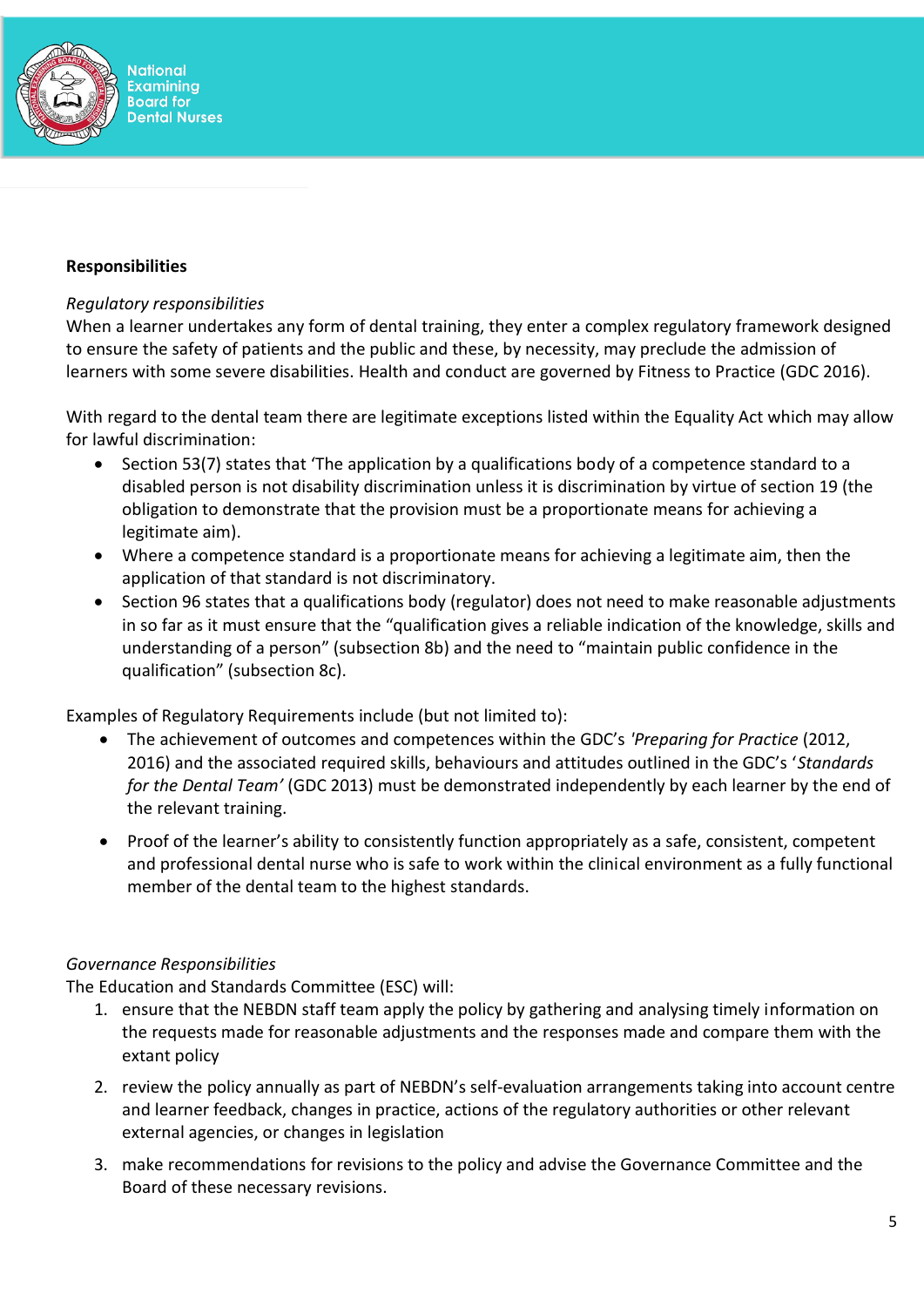**Responsibilities**

*Regulatory responsibilities*

When a learner undertakes any form of dental training, they enter a complex regulatory framework designed to ensure the safety of patients and the public and these, by necessity, may preclude the admission of learners with some severe disabilities. Health and conduct are governed by Fitness to Practice (GDC 2016).

With regard to the dental team there are legitimate exceptions listed within the Equality Act which may allow for lawful discrimination:

- Section 53(7) states that 'The application by a qualifications body of a competence standard to a disabled person is not disability discrimination unless it is discrimination by virtue of section 19 (the obligation to demonstrate that the provision must be a proportionate means for achieving a legitimate aim).
- Where a competence standard is a proportionate means for achieving a legitimate aim, then the application of that standard is not discriminatory.
- Section 96 states that a qualifications body (regulator) does not need to make reasonable adjustments in so far as it must ensure that the "qualification gives a reliable indication of the knowledge, skills and understanding of a person" (subsection 8b) and the need to "maintain public confidence in the qualification" (subsection 8c).

Examples of Regulatory Requirements include (but not limited to):

- The achievement of outcomes and competences within the GDC's *'Preparing for Practice* (2012, 2016) and the associated required skills, behaviours and attitudes outlined in the GDC's '*Standards for the Dental Team'* (GDC 2013) must be demonstrated independently by each learner by the end of the relevant training.
- Proof of the learner's ability to consistently function appropriately as a safe, consistent, competent and professional dental nurse who is safe to work within the clinical environment as a fully functional member of the dental team to the highest standards.

*Governance Responsibilities*

The Education and Standards Committee (ESC) will:

1. ensure that the NEBDN staff team apply the policy by gathering and analysing timely information on the requests made for reasonable adjustments and the responses made and compare them with the extant policy
2. review the policy annually as part of NEBDN's self-evaluation arrangements taking into account centre and learner feedback, changes in practice, actions of the regulatory authorities or other relevant external agencies, or changes in legislation
3. make recommendations for revisions to the policy and advise the Governance Committee and the Board of these necessary revisions.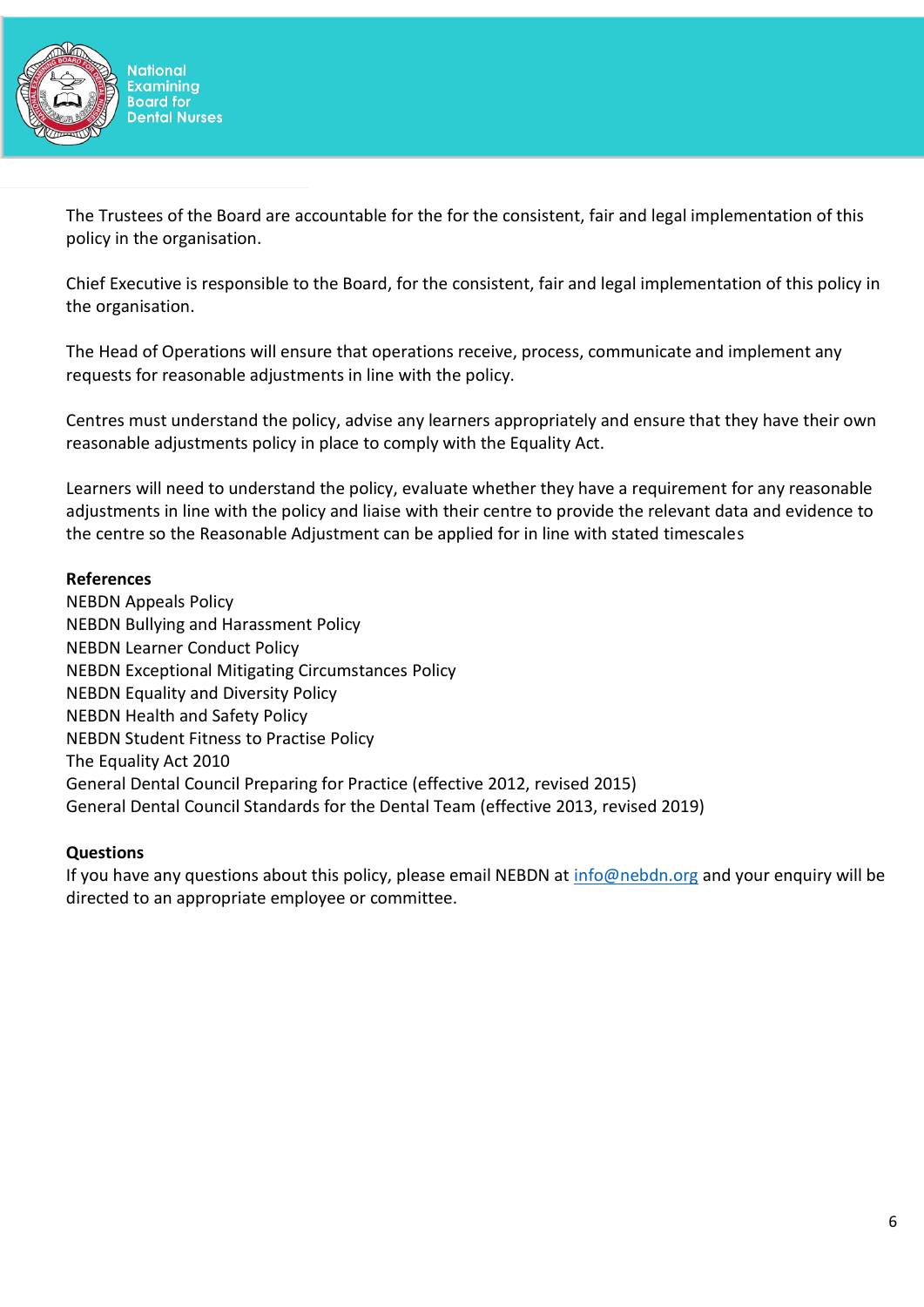The Trustees of the Board are accountable for the for the consistent, fair and legal implementation of this policy in the organisation.

Chief Executive is responsible to the Board, for the consistent, fair and legal implementation of this policy in the organisation.

The Head of Operations will ensure that operations receive, process, communicate and implement any requests for reasonable adjustments in line with the policy.

Centres must understand the policy, advise any learners appropriately and ensure that they have their own reasonable adjustments policy in place to comply with the Equality Act.

Learners will need to understand the policy, evaluate whether they have a requirement for any reasonable adjustments in line with the policy and liaise with their centre to provide the relevant data and evidence to the centre so the Reasonable Adjustment can be applied for in line with stated timescales

**References**

NEBDN Appeals Policy
NEBDN Bullying and Harassment Policy
NEBDN Learner Conduct Policy
NEBDN Exceptional Mitigating Circumstances Policy
NEBDN Equality and Diversity Policy
NEBDN Health and Safety Policy
NEBDN Student Fitness to Practise Policy
The Equality Act 2010
General Dental Council Preparing for Practice (effective 2012, revised 2015)
General Dental Council Standards for the Dental Team (effective 2013, revised 2019)

**Questions**

If you have any questions about this policy, please email NEBDN at info@nebdn.org and your enquiry will be directed to an appropriate employee or committee.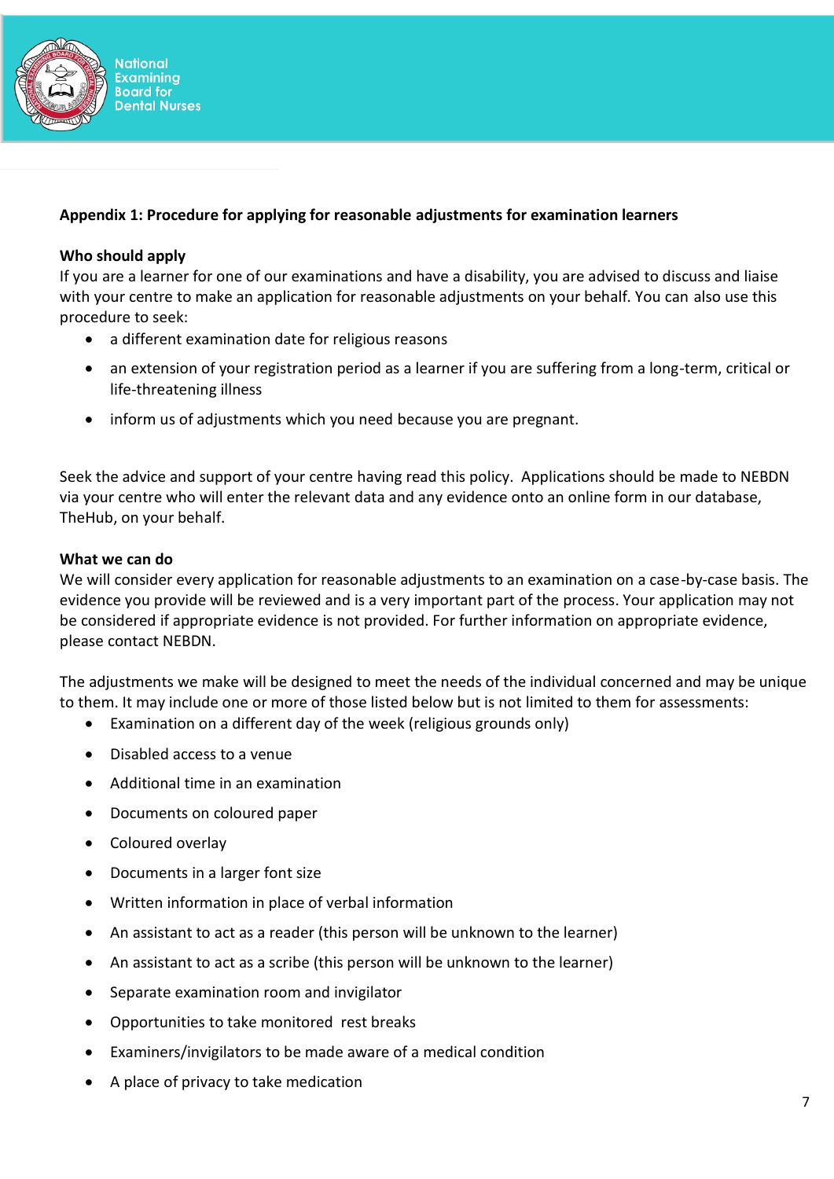**Appendix 1: Procedure for applying for reasonable adjustments for examination learners**

**Who should apply**

If you are a learner for one of our examinations and have a disability, you are advised to discuss and liaise with your centre to make an application for reasonable adjustments on your behalf. You can also use this procedure to seek:

- a different examination date for religious reasons
- an extension of your registration period as a learner if you are suffering from a long-term, critical or life-threatening illness
- inform us of adjustments which you need because you are pregnant.

Seek the advice and support of your centre having read this policy. Applications should be made to NEBDN via your centre who will enter the relevant data and any evidence onto an online form in our database, TheHub, on your behalf.

**What we can do**

We will consider every application for reasonable adjustments to an examination on a case-by-case basis. The evidence you provide will be reviewed and is a very important part of the process. Your application may not be considered if appropriate evidence is not provided. For further information on appropriate evidence, please contact NEBDN.

The adjustments we make will be designed to meet the needs of the individual concerned and may be unique to them. It may include one or more of those listed below but is not limited to them for assessments:

- Examination on a different day of the week (religious grounds only)
- Disabled access to a venue
- Additional time in an examination
- Documents on coloured paper
- Coloured overlay
- Documents in a larger font size
- Written information in place of verbal information
- An assistant to act as a reader (this person will be unknown to the learner)
- An assistant to act as a scribe (this person will be unknown to the learner)
- Separate examination room and invigilator
- Opportunities to take monitored rest breaks
- Examiners/invigilators to be made aware of a medical condition
- A place of privacy to take medication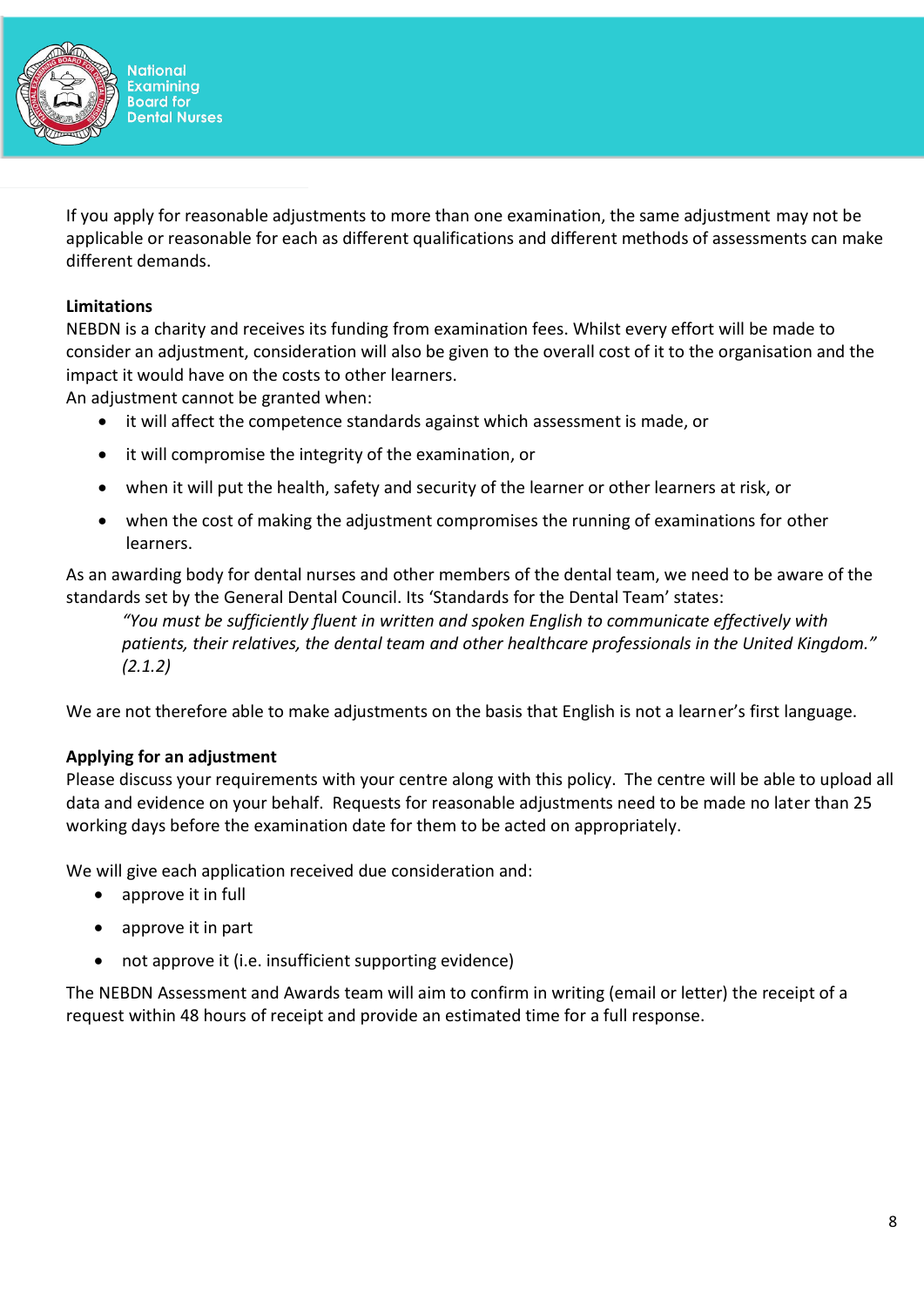If you apply for reasonable adjustments to more than one examination, the same adjustment may not be applicable or reasonable for each as different qualifications and different methods of assessments can make different demands.

**Limitations**

NEBDN is a charity and receives its funding from examination fees. Whilst every effort will be made to consider an adjustment, consideration will also be given to the overall cost of it to the organisation and the impact it would have on the costs to other learners.

An adjustment cannot be granted when:

- it will affect the competence standards against which assessment is made, or
- it will compromise the integrity of the examination, or
- when it will put the health, safety and security of the learner or other learners at risk, or
- when the cost of making the adjustment compromises the running of examinations for other learners.

As an awarding body for dental nurses and other members of the dental team, we need to be aware of the standards set by the General Dental Council. Its 'Standards for the Dental Team' states:

> *"You must be sufficiently fluent in written and spoken English to communicate effectively with patients, their relatives, the dental team and other healthcare professionals in the United Kingdom." (2.1.2)*

We are not therefore able to make adjustments on the basis that English is not a learner's first language.

**Applying for an adjustment**

Please discuss your requirements with your centre along with this policy. The centre will be able to upload all data and evidence on your behalf. Requests for reasonable adjustments need to be made no later than 25 working days before the examination date for them to be acted on appropriately.

We will give each application received due consideration and:

- approve it in full
- approve it in part
- not approve it (i.e. insufficient supporting evidence)

The NEBDN Assessment and Awards team will aim to confirm in writing (email or letter) the receipt of a request within 48 hours of receipt and provide an estimated time for a full response.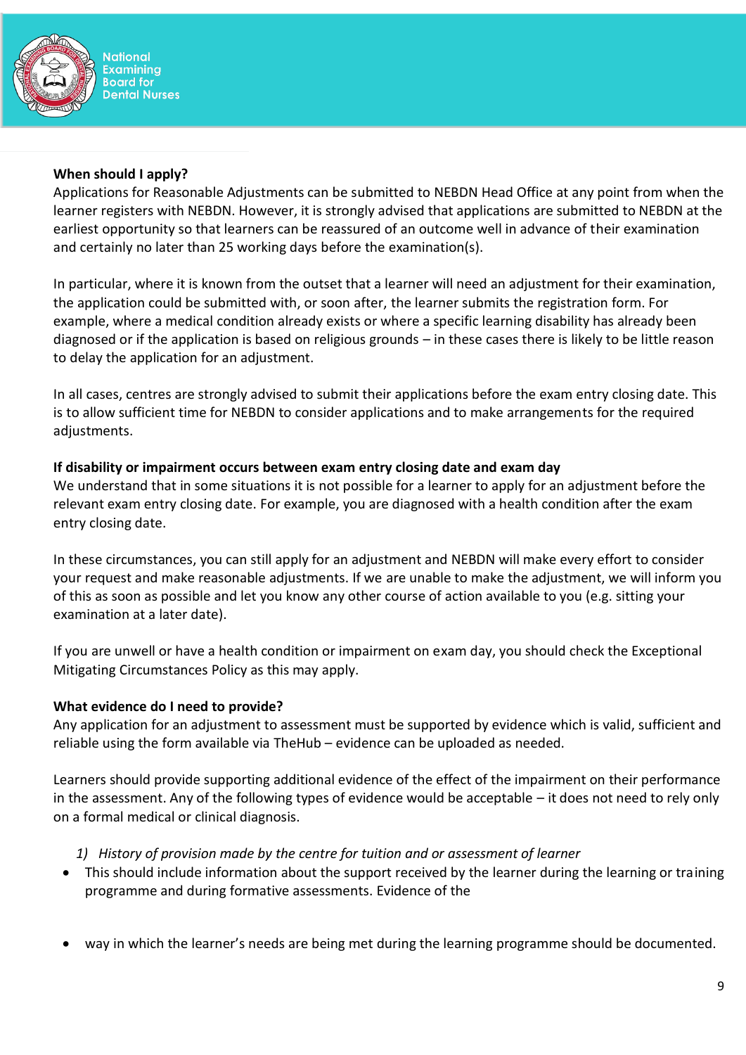**When should I apply?**

Applications for Reasonable Adjustments can be submitted to NEBDN Head Office at any point from when the learner registers with NEBDN. However, it is strongly advised that applications are submitted to NEBDN at the earliest opportunity so that learners can be reassured of an outcome well in advance of their examination and certainly no later than 25 working days before the examination(s).

In particular, where it is known from the outset that a learner will need an adjustment for their examination, the application could be submitted with, or soon after, the learner submits the registration form. For example, where a medical condition already exists or where a specific learning disability has already been diagnosed or if the application is based on religious grounds – in these cases there is likely to be little reason to delay the application for an adjustment.

In all cases, centres are strongly advised to submit their applications before the exam entry closing date. This is to allow sufficient time for NEBDN to consider applications and to make arrangements for the required adjustments.

**If disability or impairment occurs between exam entry closing date and exam day**

We understand that in some situations it is not possible for a learner to apply for an adjustment before the relevant exam entry closing date. For example, you are diagnosed with a health condition after the exam entry closing date.

In these circumstances, you can still apply for an adjustment and NEBDN will make every effort to consider your request and make reasonable adjustments. If we are unable to make the adjustment, we will inform you of this as soon as possible and let you know any other course of action available to you (e.g. sitting your examination at a later date).

If you are unwell or have a health condition or impairment on exam day, you should check the Exceptional Mitigating Circumstances Policy as this may apply.

**What evidence do I need to provide?**

Any application for an adjustment to assessment must be supported by evidence which is valid, sufficient and reliable using the form available via TheHub – evidence can be uploaded as needed.

Learners should provide supporting additional evidence of the effect of the impairment on their performance in the assessment. Any of the following types of evidence would be acceptable – it does not need to rely only on a formal medical or clinical diagnosis.

1) *History of provision made by the centre for tuition and or assessment of learner*

- This should include information about the support received by the learner during the learning or training programme and during formative assessments. Evidence of the
- way in which the learner's needs are being met during the learning programme should be documented.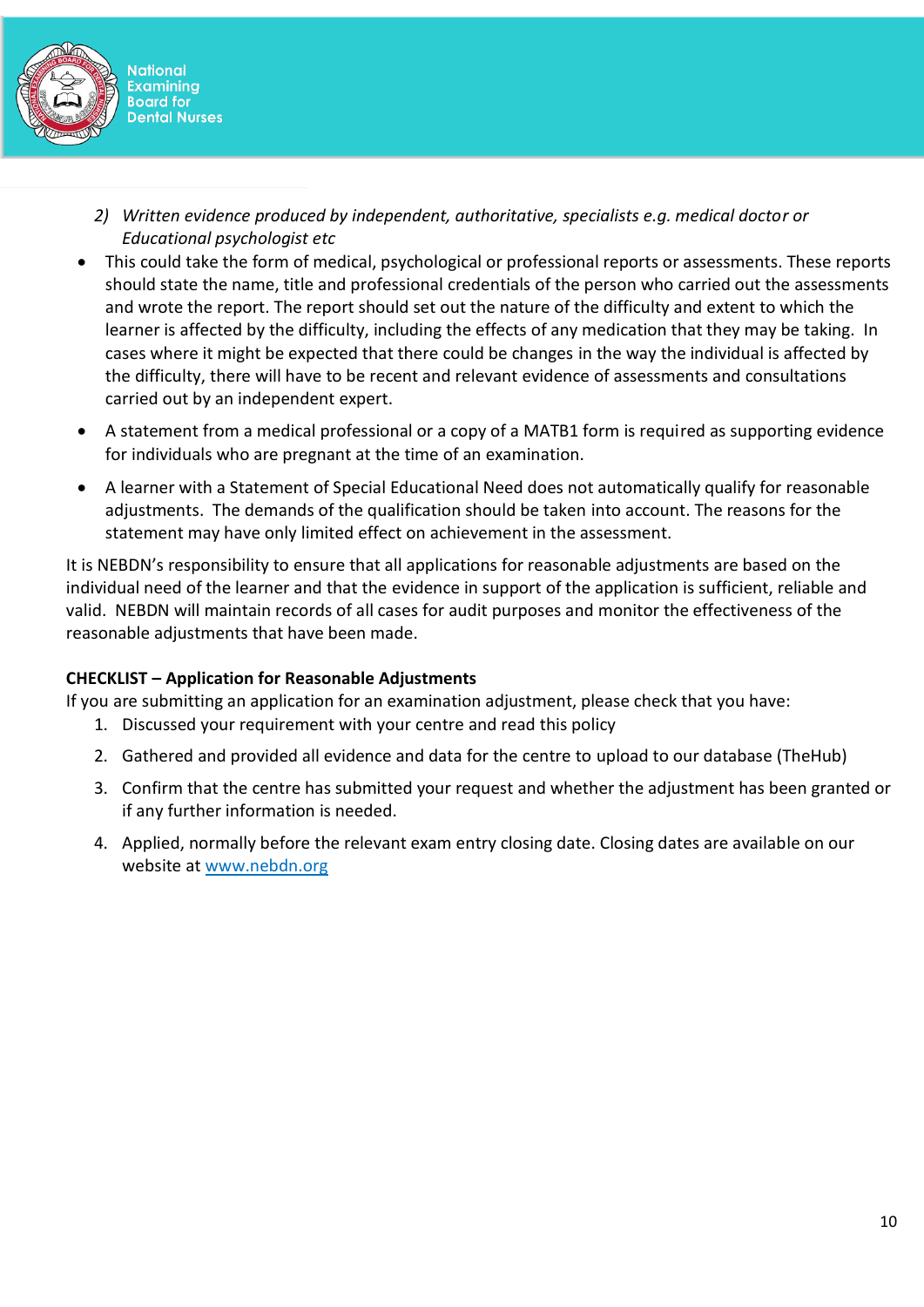2) *Written evidence produced by independent, authoritative, specialists e.g. medical doctor or Educational psychologist etc*

- This could take the form of medical, psychological or professional reports or assessments. These reports should state the name, title and professional credentials of the person who carried out the assessments and wrote the report. The report should set out the nature of the difficulty and extent to which the learner is affected by the difficulty, including the effects of any medication that they may be taking. In cases where it might be expected that there could be changes in the way the individual is affected by the difficulty, there will have to be recent and relevant evidence of assessments and consultations carried out by an independent expert.
- A statement from a medical professional or a copy of a MATB1 form is required as supporting evidence for individuals who are pregnant at the time of an examination.
- A learner with a Statement of Special Educational Need does not automatically qualify for reasonable adjustments. The demands of the qualification should be taken into account. The reasons for the statement may have only limited effect on achievement in the assessment.

It is NEBDN's responsibility to ensure that all applications for reasonable adjustments are based on the individual need of the learner and that the evidence in support of the application is sufficient, reliable and valid. NEBDN will maintain records of all cases for audit purposes and monitor the effectiveness of the reasonable adjustments that have been made.

**CHECKLIST – Application for Reasonable Adjustments**

If you are submitting an application for an examination adjustment, please check that you have:

1. Discussed your requirement with your centre and read this policy
2. Gathered and provided all evidence and data for the centre to upload to our database (TheHub)
3. Confirm that the centre has submitted your request and whether the adjustment has been granted or if any further information is needed.
4. Applied, normally before the relevant exam entry closing date. Closing dates are available on our website at [www.nebdn.org](www.nebdn.org)